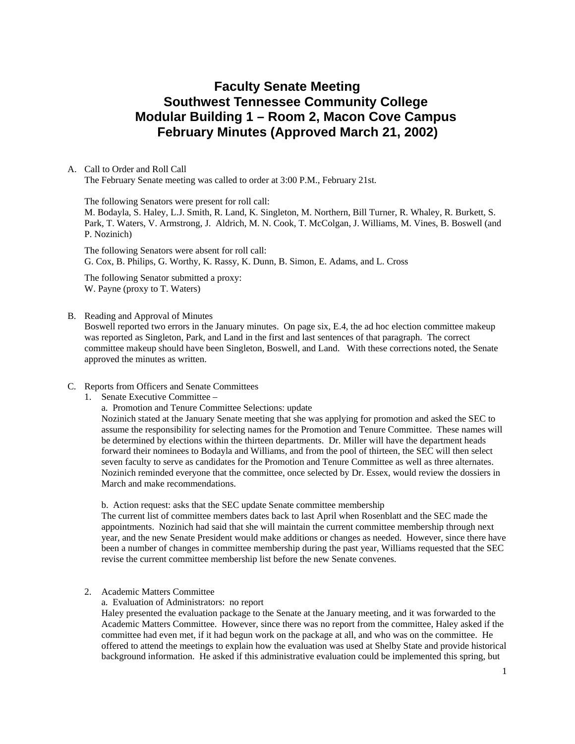# Faculty Senate Meeting
# Southwest Tennessee Community College
# Modular Building 1 – Room 2, Macon Cove Campus
# February Minutes (Approved March 21, 2002)

A. Call to Order and Roll Call

The February Senate meeting was called to order at 3:00 P.M., February 21st.

The following Senators were present for roll call:
M. Bodayla, S. Haley, L.J. Smith, R. Land, K. Singleton, M. Northern, Bill Turner, R. Whaley, R. Burkett, S. Park, T. Waters, V. Armstrong, J. Aldrich, M. N. Cook, T. McColgan, J. Williams, M. Vines, B. Boswell (and P. Nozinich)

The following Senators were absent for roll call:
G. Cox, B. Philips, G. Worthy, K. Rassy, K. Dunn, B. Simon, E. Adams, and L. Cross

The following Senator submitted a proxy:
W. Payne (proxy to T. Waters)

B. Reading and Approval of Minutes

Boswell reported two errors in the January minutes. On page six, E.4, the ad hoc election committee makeup was reported as Singleton, Park, and Land in the first and last sentences of that paragraph. The correct committee makeup should have been Singleton, Boswell, and Land. With these corrections noted, the Senate approved the minutes as written.

C. Reports from Officers and Senate Committees

1. Senate Executive Committee –

   a. Promotion and Tenure Committee Selections: update
   
   Nozinich stated at the January Senate meeting that she was applying for promotion and asked the SEC to assume the responsibility for selecting names for the Promotion and Tenure Committee. These names will be determined by elections within the thirteen departments. Dr. Miller will have the department heads forward their nominees to Bodayla and Williams, and from the pool of thirteen, the SEC will then select seven faculty to serve as candidates for the Promotion and Tenure Committee as well as three alternates. Nozinich reminded everyone that the committee, once selected by Dr. Essex, would review the dossiers in March and make recommendations.

   b. Action request: asks that the SEC update Senate committee membership
   
   The current list of committee members dates back to last April when Rosenblatt and the SEC made the appointments. Nozinich had said that she will maintain the current committee membership through next year, and the new Senate President would make additions or changes as needed. However, since there have been a number of changes in committee membership during the past year, Williams requested that the SEC revise the current committee membership list before the new Senate convenes.

2. Academic Matters Committee

   a. Evaluation of Administrators: no report
   
   Haley presented the evaluation package to the Senate at the January meeting, and it was forwarded to the Academic Matters Committee. However, since there was no report from the committee, Haley asked if the committee had even met, if it had begun work on the package at all, and who was on the committee. He offered to attend the meetings to explain how the evaluation was used at Shelby State and provide historical background information. He asked if this administrative evaluation could be implemented this spring, but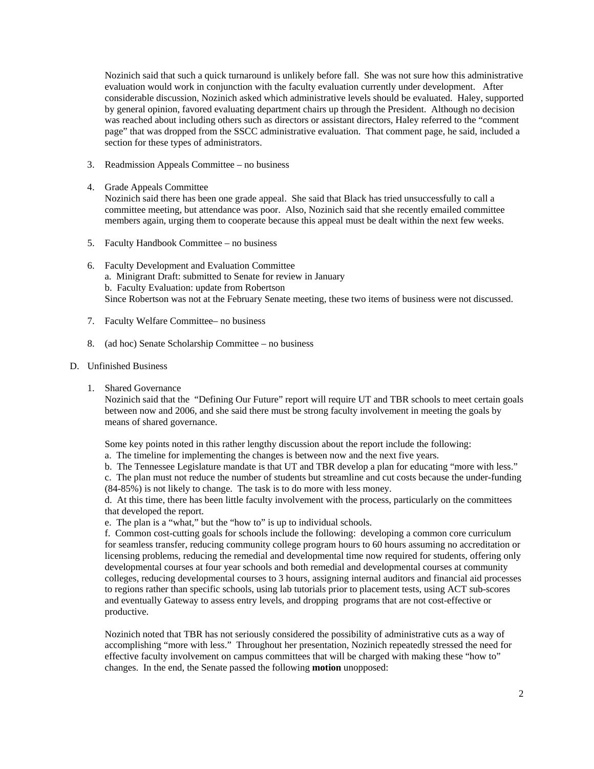Nozinich said that such a quick turnaround is unlikely before fall. She was not sure how this administrative evaluation would work in conjunction with the faculty evaluation currently under development. After considerable discussion, Nozinich asked which administrative levels should be evaluated. Haley, supported by general opinion, favored evaluating department chairs up through the President. Although no decision was reached about including others such as directors or assistant directors, Haley referred to the "comment page" that was dropped from the SSCC administrative evaluation. That comment page, he said, included a section for these types of administrators.

3. Readmission Appeals Committee – no business

4. Grade Appeals Committee
   Nozinich said there has been one grade appeal. She said that Black has tried unsuccessfully to call a committee meeting, but attendance was poor. Also, Nozinich said that she recently emailed committee members again, urging them to cooperate because this appeal must be dealt within the next few weeks.

5. Faculty Handbook Committee – no business

6. Faculty Development and Evaluation Committee
   a. Minigrant Draft: submitted to Senate for review in January
   b. Faculty Evaluation: update from Robertson
   Since Robertson was not at the February Senate meeting, these two items of business were not discussed.

7. Faculty Welfare Committee– no business

8. (ad hoc) Senate Scholarship Committee – no business

D. Unfinished Business

1. Shared Governance
   Nozinich said that the "Defining Our Future" report will require UT and TBR schools to meet certain goals between now and 2006, and she said there must be strong faculty involvement in meeting the goals by means of shared governance.

   Some key points noted in this rather lengthy discussion about the report include the following:
   a. The timeline for implementing the changes is between now and the next five years.
   b. The Tennessee Legislature mandate is that UT and TBR develop a plan for educating "more with less."
   c. The plan must not reduce the number of students but streamline and cut costs because the under-funding (84-85%) is not likely to change. The task is to do more with less money.
   d. At this time, there has been little faculty involvement with the process, particularly on the committees that developed the report.
   e. The plan is a "what," but the "how to" is up to individual schools.
   f. Common cost-cutting goals for schools include the following: developing a common core curriculum for seamless transfer, reducing community college program hours to 60 hours assuming no accreditation or licensing problems, reducing the remedial and developmental time now required for students, offering only developmental courses at four year schools and both remedial and developmental courses at community colleges, reducing developmental courses to 3 hours, assigning internal auditors and financial aid processes to regions rather than specific schools, using lab tutorials prior to placement tests, using ACT sub-scores and eventually Gateway to assess entry levels, and dropping programs that are not cost-effective or productive.

   Nozinich noted that TBR has not seriously considered the possibility of administrative cuts as a way of accomplishing "more with less." Throughout her presentation, Nozinich repeatedly stressed the need for effective faculty involvement on campus committees that will be charged with making these "how to" changes. In the end, the Senate passed the following **motion** unopposed: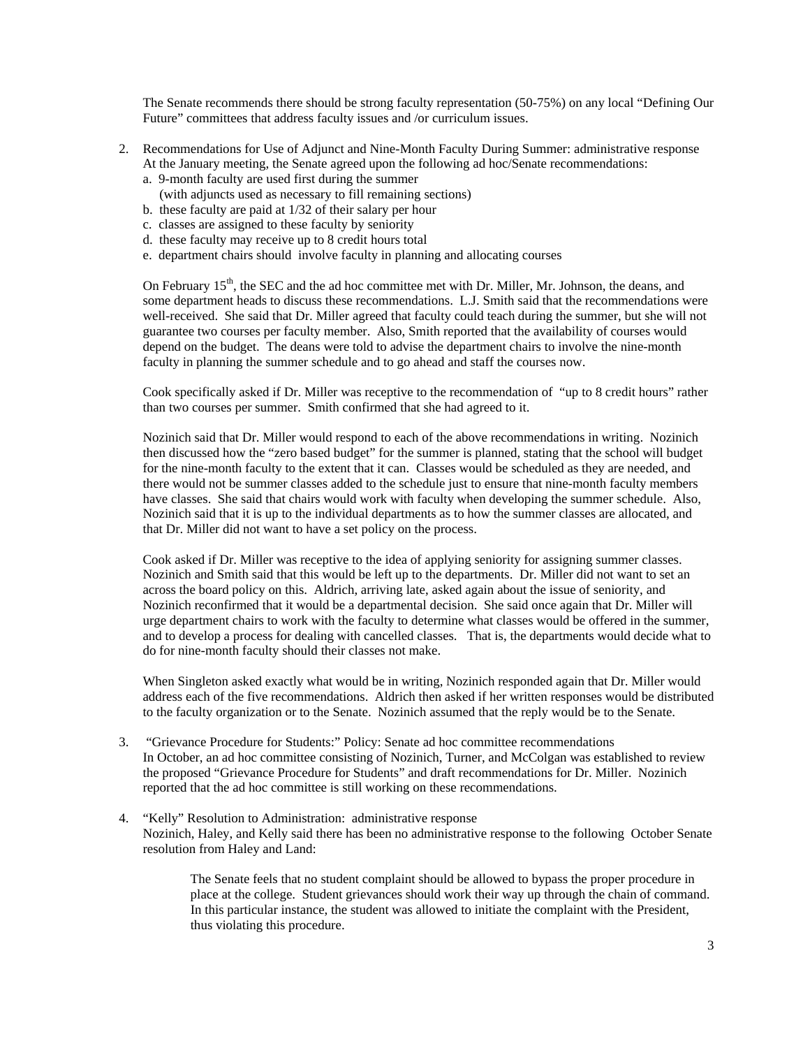The Senate recommends there should be strong faculty representation (50-75%) on any local "Defining Our Future" committees that address faculty issues and /or curriculum issues.

2. Recommendations for Use of Adjunct and Nine-Month Faculty During Summer: administrative response
   At the January meeting, the Senate agreed upon the following ad hoc/Senate recommendations:
   a. 9-month faculty are used first during the summer
      (with adjuncts used as necessary to fill remaining sections)
   b. these faculty are paid at 1/32 of their salary per hour
   c. classes are assigned to these faculty by seniority
   d. these faculty may receive up to 8 credit hours total
   e. department chairs should involve faculty in planning and allocating courses

   On February 15th, the SEC and the ad hoc committee met with Dr. Miller, Mr. Johnson, the deans, and some department heads to discuss these recommendations. L.J. Smith said that the recommendations were well-received. She said that Dr. Miller agreed that faculty could teach during the summer, but she will not guarantee two courses per faculty member. Also, Smith reported that the availability of courses would depend on the budget. The deans were told to advise the department chairs to involve the nine-month faculty in planning the summer schedule and to go ahead and staff the courses now.

   Cook specifically asked if Dr. Miller was receptive to the recommendation of "up to 8 credit hours" rather than two courses per summer. Smith confirmed that she had agreed to it.

   Nozinich said that Dr. Miller would respond to each of the above recommendations in writing. Nozinich then discussed how the "zero based budget" for the summer is planned, stating that the school will budget for the nine-month faculty to the extent that it can. Classes would be scheduled as they are needed, and there would not be summer classes added to the schedule just to ensure that nine-month faculty members have classes. She said that chairs would work with faculty when developing the summer schedule. Also, Nozinich said that it is up to the individual departments as to how the summer classes are allocated, and that Dr. Miller did not want to have a set policy on the process.

   Cook asked if Dr. Miller was receptive to the idea of applying seniority for assigning summer classes. Nozinich and Smith said that this would be left up to the departments. Dr. Miller did not want to set an across the board policy on this. Aldrich, arriving late, asked again about the issue of seniority, and Nozinich reconfirmed that it would be a departmental decision. She said once again that Dr. Miller will urge department chairs to work with the faculty to determine what classes would be offered in the summer, and to develop a process for dealing with cancelled classes. That is, the departments would decide what to do for nine-month faculty should their classes not make.

   When Singleton asked exactly what would be in writing, Nozinich responded again that Dr. Miller would address each of the five recommendations. Aldrich then asked if her written responses would be distributed to the faculty organization or to the Senate. Nozinich assumed that the reply would be to the Senate.

3. "Grievance Procedure for Students:" Policy: Senate ad hoc committee recommendations
   In October, an ad hoc committee consisting of Nozinich, Turner, and McColgan was established to review the proposed "Grievance Procedure for Students" and draft recommendations for Dr. Miller. Nozinich reported that the ad hoc committee is still working on these recommendations.

4. "Kelly" Resolution to Administration: administrative response
   Nozinich, Haley, and Kelly said there has been no administrative response to the following October Senate resolution from Haley and Land:

   > The Senate feels that no student complaint should be allowed to bypass the proper procedure in place at the college. Student grievances should work their way up through the chain of command. In this particular instance, the student was allowed to initiate the complaint with the President, thus violating this procedure.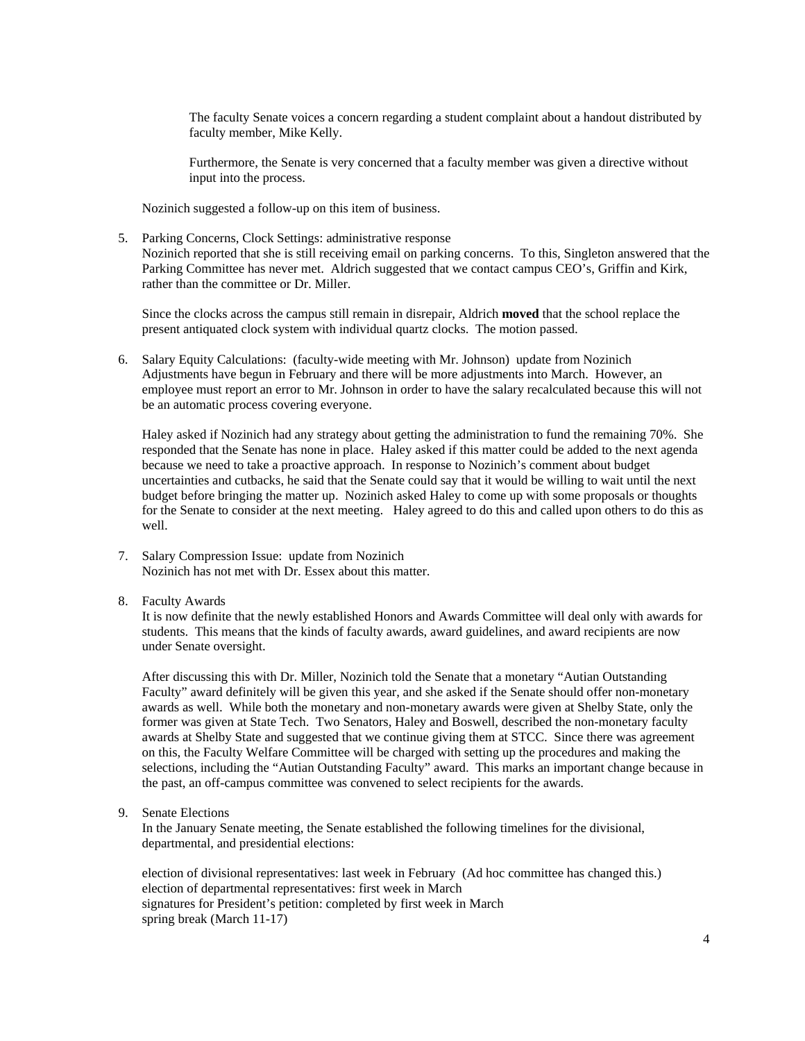The faculty Senate voices a concern regarding a student complaint about a handout distributed by faculty member, Mike Kelly.

Furthermore, the Senate is very concerned that a faculty member was given a directive without input into the process.

Nozinich suggested a follow-up on this item of business.

5. Parking Concerns, Clock Settings: administrative response
   Nozinich reported that she is still receiving email on parking concerns. To this, Singleton answered that the Parking Committee has never met. Aldrich suggested that we contact campus CEO's, Griffin and Kirk, rather than the committee or Dr. Miller.

   Since the clocks across the campus still remain in disrepair, Aldrich **moved** that the school replace the present antiquated clock system with individual quartz clocks. The motion passed.

6. Salary Equity Calculations: (faculty-wide meeting with Mr. Johnson) update from Nozinich
   Adjustments have begun in February and there will be more adjustments into March. However, an employee must report an error to Mr. Johnson in order to have the salary recalculated because this will not be an automatic process covering everyone.

   Haley asked if Nozinich had any strategy about getting the administration to fund the remaining 70%. She responded that the Senate has none in place. Haley asked if this matter could be added to the next agenda because we need to take a proactive approach. In response to Nozinich's comment about budget uncertainties and cutbacks, he said that the Senate could say that it would be willing to wait until the next budget before bringing the matter up. Nozinich asked Haley to come up with some proposals or thoughts for the Senate to consider at the next meeting. Haley agreed to do this and called upon others to do this as well.

7. Salary Compression Issue: update from Nozinich
   Nozinich has not met with Dr. Essex about this matter.

8. Faculty Awards
   It is now definite that the newly established Honors and Awards Committee will deal only with awards for students. This means that the kinds of faculty awards, award guidelines, and award recipients are now under Senate oversight.

   After discussing this with Dr. Miller, Nozinich told the Senate that a monetary "Autian Outstanding Faculty" award definitely will be given this year, and she asked if the Senate should offer non-monetary awards as well. While both the monetary and non-monetary awards were given at Shelby State, only the former was given at State Tech. Two Senators, Haley and Boswell, described the non-monetary faculty awards at Shelby State and suggested that we continue giving them at STCC. Since there was agreement on this, the Faculty Welfare Committee will be charged with setting up the procedures and making the selections, including the "Autian Outstanding Faculty" award. This marks an important change because in the past, an off-campus committee was convened to select recipients for the awards.

9. Senate Elections
   In the January Senate meeting, the Senate established the following timelines for the divisional, departmental, and presidential elections:

   election of divisional representatives: last week in February (Ad hoc committee has changed this.)
   election of departmental representatives: first week in March
   signatures for President's petition: completed by first week in March
   spring break (March 11-17)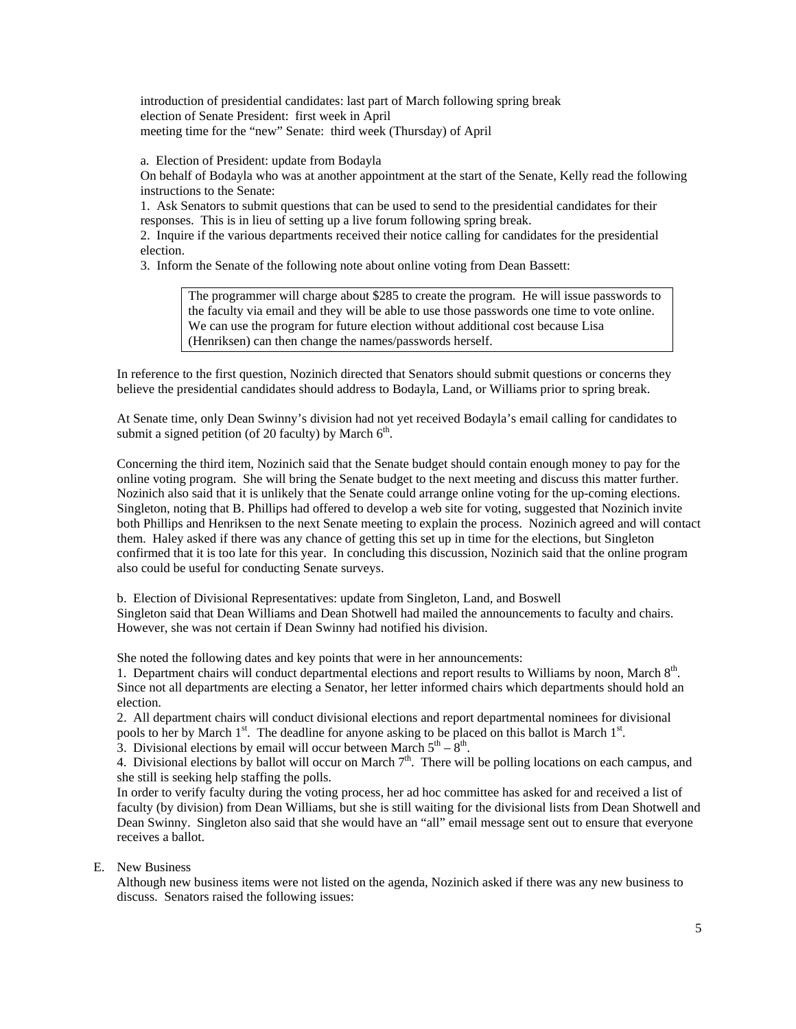introduction of presidential candidates: last part of March following spring break
election of Senate President: first week in April
meeting time for the "new" Senate: third week (Thursday) of April

a. Election of President: update from Bodayla
On behalf of Bodayla who was at another appointment at the start of the Senate, Kelly read the following instructions to the Senate:
1. Ask Senators to submit questions that can be used to send to the presidential candidates for their responses. This is in lieu of setting up a live forum following spring break.
2. Inquire if the various departments received their notice calling for candidates for the presidential election.
3. Inform the Senate of the following note about online voting from Dean Bassett:

> The programmer will charge about $285 to create the program. He will issue passwords to the faculty via email and they will be able to use those passwords one time to vote online. We can use the program for future election without additional cost because Lisa (Henriksen) can then change the names/passwords herself.

In reference to the first question, Nozinich directed that Senators should submit questions or concerns they believe the presidential candidates should address to Bodayla, Land, or Williams prior to spring break.

At Senate time, only Dean Swinny's division had not yet received Bodayla's email calling for candidates to submit a signed petition (of 20 faculty) by March 6th.

Concerning the third item, Nozinich said that the Senate budget should contain enough money to pay for the online voting program. She will bring the Senate budget to the next meeting and discuss this matter further. Nozinich also said that it is unlikely that the Senate could arrange online voting for the up-coming elections. Singleton, noting that B. Phillips had offered to develop a web site for voting, suggested that Nozinich invite both Phillips and Henriksen to the next Senate meeting to explain the process. Nozinich agreed and will contact them. Haley asked if there was any chance of getting this set up in time for the elections, but Singleton confirmed that it is too late for this year. In concluding this discussion, Nozinich said that the online program also could be useful for conducting Senate surveys.

b. Election of Divisional Representatives: update from Singleton, Land, and Boswell
Singleton said that Dean Williams and Dean Shotwell had mailed the announcements to faculty and chairs. However, she was not certain if Dean Swinny had notified his division.

She noted the following dates and key points that were in her announcements:
1. Department chairs will conduct departmental elections and report results to Williams by noon, March 8th. Since not all departments are electing a Senator, her letter informed chairs which departments should hold an election.
2. All department chairs will conduct divisional elections and report departmental nominees for divisional pools to her by March 1st. The deadline for anyone asking to be placed on this ballot is March 1st.
3. Divisional elections by email will occur between March 5th – 8th.
4. Divisional elections by ballot will occur on March 7th. There will be polling locations on each campus, and she still is seeking help staffing the polls.
In order to verify faculty during the voting process, her ad hoc committee has asked for and received a list of faculty (by division) from Dean Williams, but she is still waiting for the divisional lists from Dean Shotwell and Dean Swinny. Singleton also said that she would have an "all" email message sent out to ensure that everyone receives a ballot.

E. New Business
Although new business items were not listed on the agenda, Nozinich asked if there was any new business to discuss. Senators raised the following issues: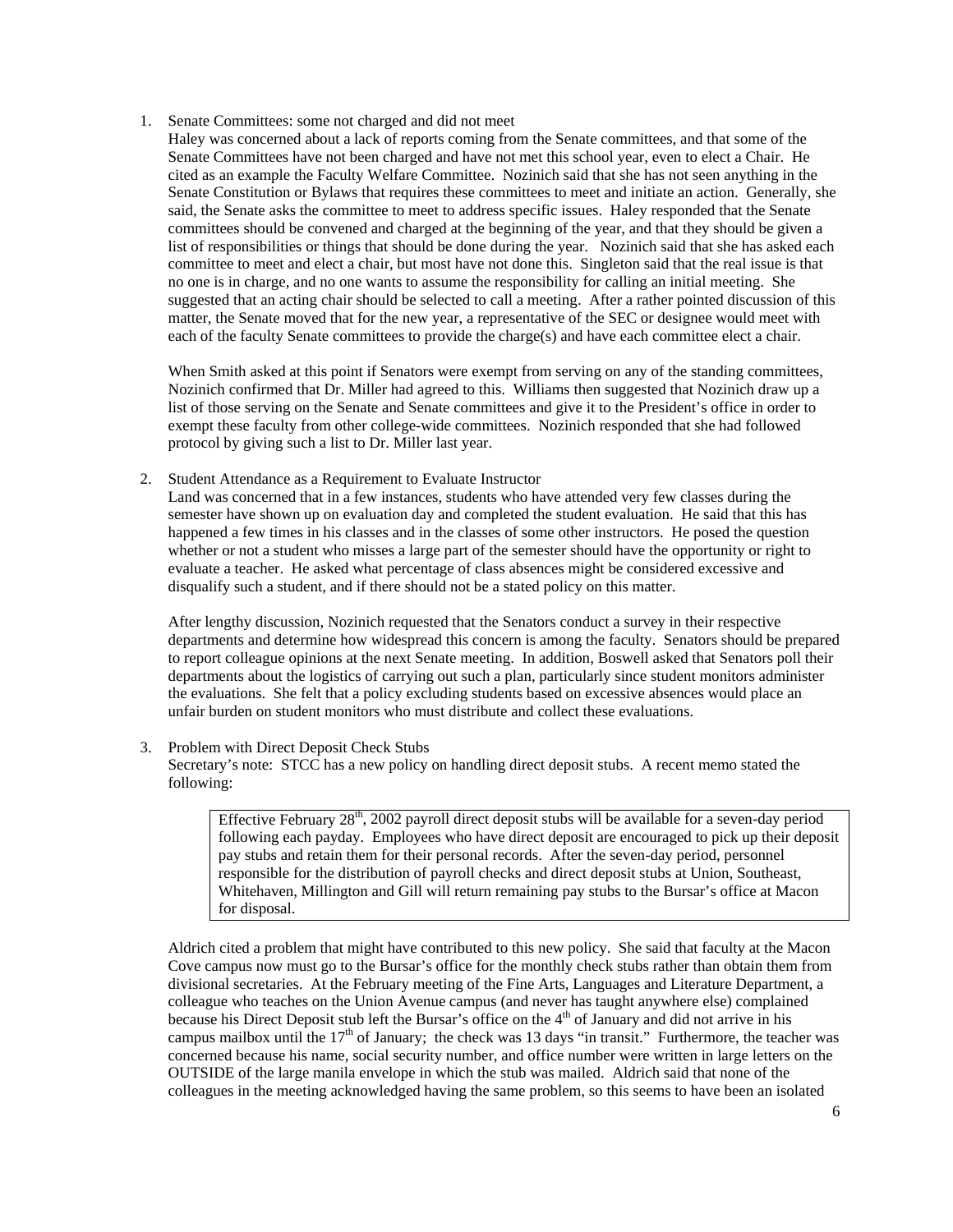1. Senate Committees: some not charged and did not meet
   Haley was concerned about a lack of reports coming from the Senate committees, and that some of the Senate Committees have not been charged and have not met this school year, even to elect a Chair. He cited as an example the Faculty Welfare Committee. Nozinich said that she has not seen anything in the Senate Constitution or Bylaws that requires these committees to meet and initiate an action. Generally, she said, the Senate asks the committee to meet to address specific issues. Haley responded that the Senate committees should be convened and charged at the beginning of the year, and that they should be given a list of responsibilities or things that should be done during the year. Nozinich said that she has asked each committee to meet and elect a chair, but most have not done this. Singleton said that the real issue is that no one is in charge, and no one wants to assume the responsibility for calling an initial meeting. She suggested that an acting chair should be selected to call a meeting. After a rather pointed discussion of this matter, the Senate moved that for the new year, a representative of the SEC or designee would meet with each of the faculty Senate committees to provide the charge(s) and have each committee elect a chair.

   When Smith asked at this point if Senators were exempt from serving on any of the standing committees, Nozinich confirmed that Dr. Miller had agreed to this. Williams then suggested that Nozinich draw up a list of those serving on the Senate and Senate committees and give it to the President's office in order to exempt these faculty from other college-wide committees. Nozinich responded that she had followed protocol by giving such a list to Dr. Miller last year.

2. Student Attendance as a Requirement to Evaluate Instructor
   Land was concerned that in a few instances, students who have attended very few classes during the semester have shown up on evaluation day and completed the student evaluation. He said that this has happened a few times in his classes and in the classes of some other instructors. He posed the question whether or not a student who misses a large part of the semester should have the opportunity or right to evaluate a teacher. He asked what percentage of class absences might be considered excessive and disqualify such a student, and if there should not be a stated policy on this matter.

   After lengthy discussion, Nozinich requested that the Senators conduct a survey in their respective departments and determine how widespread this concern is among the faculty. Senators should be prepared to report colleague opinions at the next Senate meeting. In addition, Boswell asked that Senators poll their departments about the logistics of carrying out such a plan, particularly since student monitors administer the evaluations. She felt that a policy excluding students based on excessive absences would place an unfair burden on student monitors who must distribute and collect these evaluations.

3. Problem with Direct Deposit Check Stubs
   Secretary's note: STCC has a new policy on handling direct deposit stubs. A recent memo stated the following:

   > Effective February 28th, 2002 payroll direct deposit stubs will be available for a seven-day period following each payday. Employees who have direct deposit are encouraged to pick up their deposit pay stubs and retain them for their personal records. After the seven-day period, personnel responsible for the distribution of payroll checks and direct deposit stubs at Union, Southeast, Whitehaven, Millington and Gill will return remaining pay stubs to the Bursar's office at Macon for disposal.

   Aldrich cited a problem that might have contributed to this new policy. She said that faculty at the Macon Cove campus now must go to the Bursar's office for the monthly check stubs rather than obtain them from divisional secretaries. At the February meeting of the Fine Arts, Languages and Literature Department, a colleague who teaches on the Union Avenue campus (and never has taught anywhere else) complained because his Direct Deposit stub left the Bursar's office on the 4th of January and did not arrive in his campus mailbox until the 17th of January; the check was 13 days "in transit." Furthermore, the teacher was concerned because his name, social security number, and office number were written in large letters on the OUTSIDE of the large manila envelope in which the stub was mailed. Aldrich said that none of the colleagues in the meeting acknowledged having the same problem, so this seems to have been an isolated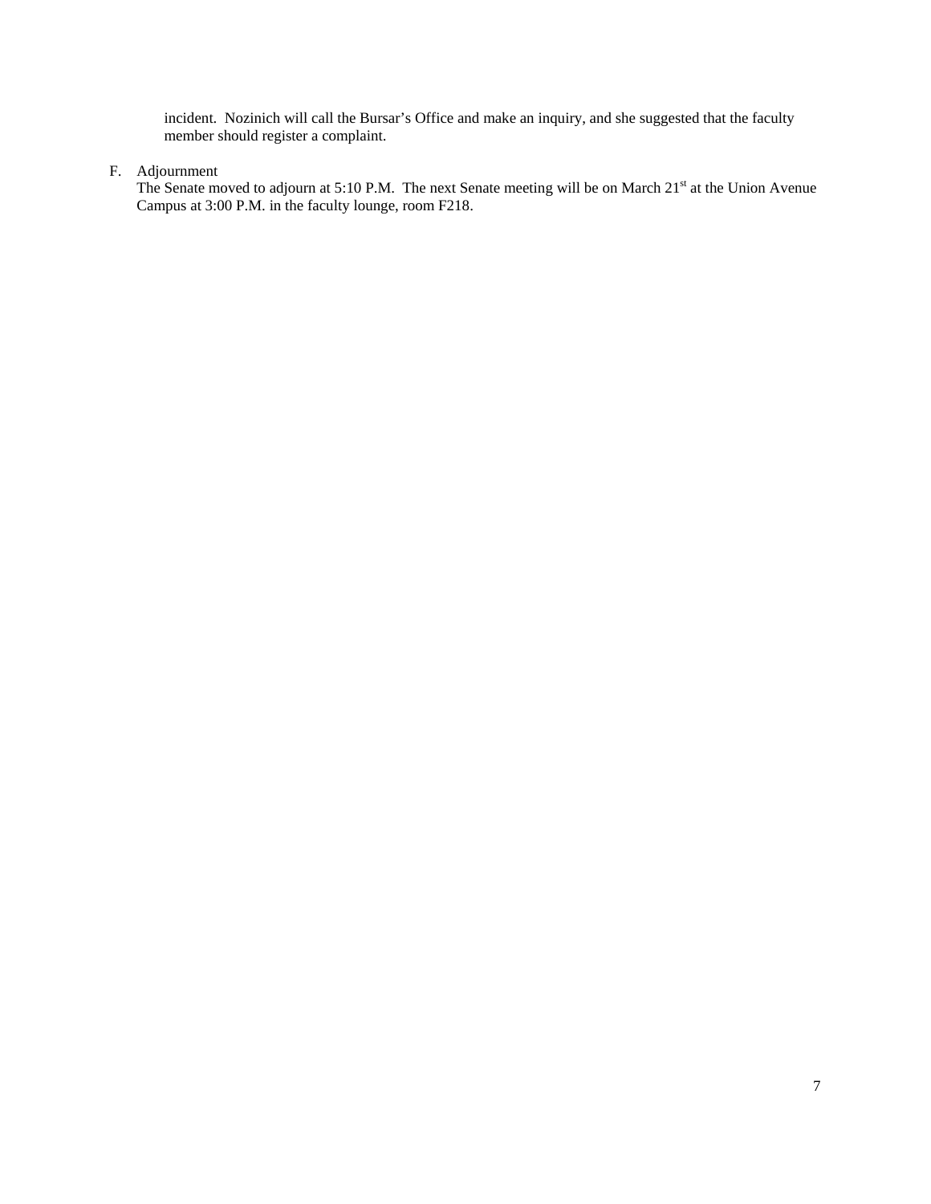incident. Nozinich will call the Bursar's Office and make an inquiry, and she suggested that the faculty member should register a complaint.

F. Adjournment

The Senate moved to adjourn at 5:10 P.M. The next Senate meeting will be on March 21st at the Union Avenue Campus at 3:00 P.M. in the faculty lounge, room F218.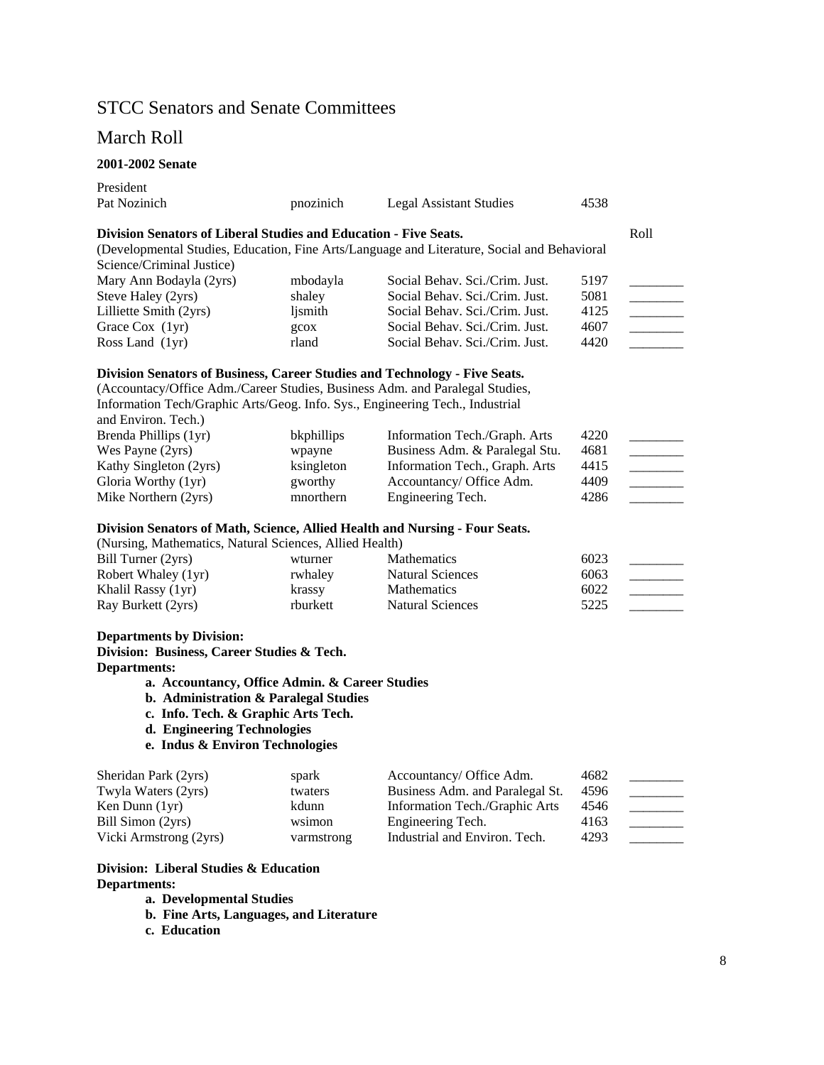# STCC Senators and Senate Committees

## March Roll

**2001-2002 Senate**

| President | | | | |
|---|---|---|---|---|
| Pat Nozinich | pnozinich | Legal Assistant Studies | 4538 | |

**Division Senators of Liberal Studies and Education - Five Seats.**

(Developmental Studies, Education, Fine Arts/Language and Literature, Social and Behavioral Science/Criminal Justice)

| Name | Username | Department | Ext. | Roll |
|---|---|---|---|---|
| Mary Ann Bodayla (2yrs) | mbodayla | Social Behav. Sci./Crim. Just. | 5197 | ________ |
| Steve Haley (2yrs) | shaley | Social Behav. Sci./Crim. Just. | 5081 | ________ |
| Lilliette Smith (2yrs) | ljsmith | Social Behav. Sci./Crim. Just. | 4125 | ________ |
| Grace Cox (1yr) | gcox | Social Behav. Sci./Crim. Just. | 4607 | ________ |
| Ross Land (1yr) | rland | Social Behav. Sci./Crim. Just. | 4420 | ________ |

**Division Senators of Business, Career Studies and Technology - Five Seats.**

(Accountancy/Office Adm./Career Studies, Business Adm. and Paralegal Studies, Information Tech/Graphic Arts/Geog. Info. Sys., Engineering Tech., Industrial and Environ. Tech.)

| Name | Username | Department | Ext. | Roll |
|---|---|---|---|---|
| Brenda Phillips (1yr) | bkphillips | Information Tech./Graph. Arts | 4220 | ________ |
| Wes Payne (2yrs) | wpayne | Business Adm. & Paralegal Stu. | 4681 | ________ |
| Kathy Singleton (2yrs) | ksingleton | Information Tech., Graph. Arts | 4415 | ________ |
| Gloria Worthy (1yr) | gworthy | Accountancy/ Office Adm. | 4409 | ________ |
| Mike Northern (2yrs) | mnorthern | Engineering Tech. | 4286 | ________ |

**Division Senators of Math, Science, Allied Health and Nursing - Four Seats.**

(Nursing, Mathematics, Natural Sciences, Allied Health)

| Name | Username | Department | Ext. | Roll |
|---|---|---|---|---|
| Bill Turner (2yrs) | wturner | Mathematics | 6023 | ________ |
| Robert Whaley (1yr) | rwhaley | Natural Sciences | 6063 | ________ |
| Khalil Rassy (1yr) | krassy | Mathematics | 6022 | ________ |
| Ray Burkett (2yrs) | rburkett | Natural Sciences | 5225 | ________ |

**Departments by Division:**
**Division: Business, Career Studies & Tech.**
**Departments:**

- **a. Accountancy, Office Admin. & Career Studies**
- **b. Administration & Paralegal Studies**
- **c. Info. Tech. & Graphic Arts Tech.**
- **d. Engineering Technologies**
- **e. Indus & Environ Technologies**

| Name | Username | Department | Ext. | Roll |
|---|---|---|---|---|
| Sheridan Park (2yrs) | spark | Accountancy/ Office Adm. | 4682 | ________ |
| Twyla Waters (2yrs) | twaters | Business Adm. and Paralegal St. | 4596 | ________ |
| Ken Dunn (1yr) | kdunn | Information Tech./Graphic Arts | 4546 | ________ |
| Bill Simon (2yrs) | wsimon | Engineering Tech. | 4163 | ________ |
| Vicki Armstrong (2yrs) | varmstrong | Industrial and Environ. Tech. | 4293 | ________ |

**Division: Liberal Studies & Education**
**Departments:**

- **a. Developmental Studies**
- **b. Fine Arts, Languages, and Literature**
- **c. Education**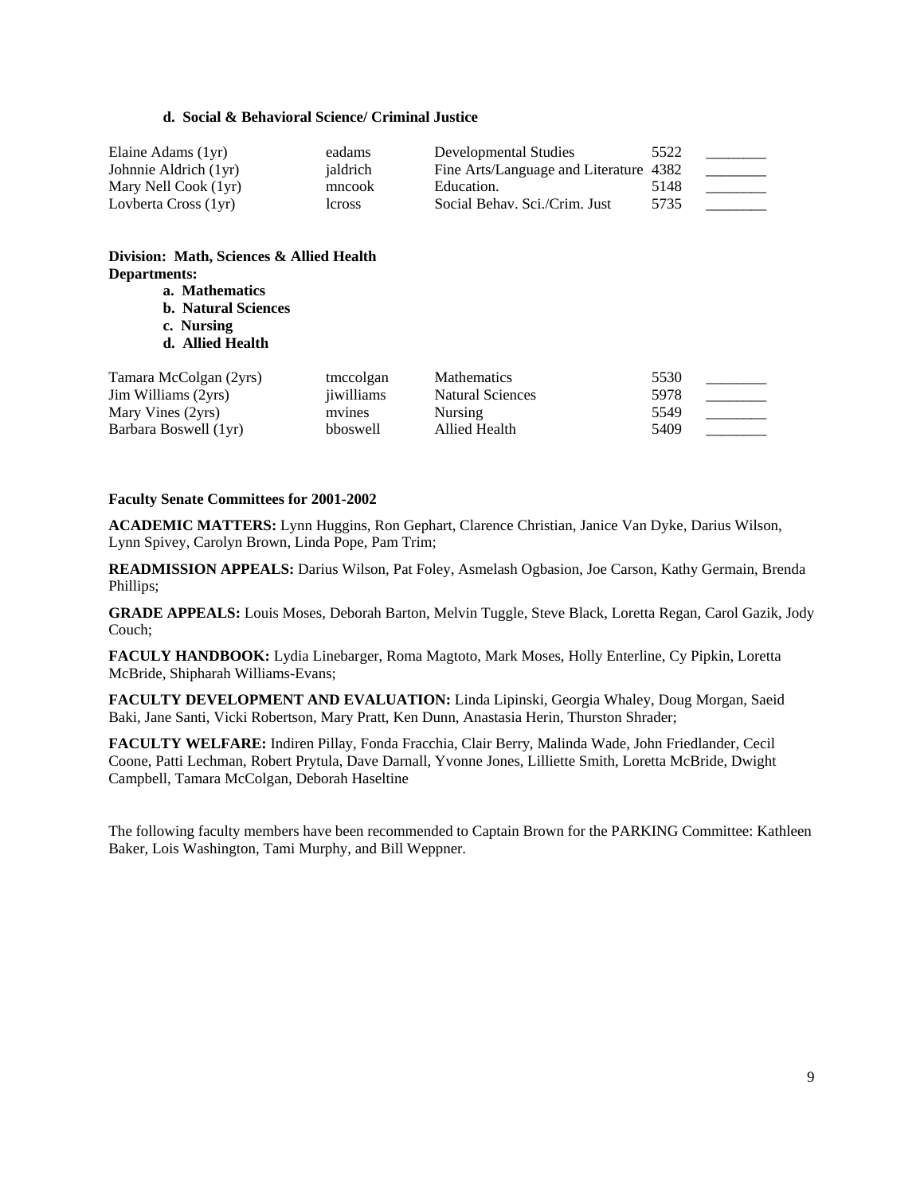**d. Social & Behavioral Science/ Criminal Justice**

| | | | | |
|---|---|---|---|---|
| Elaine Adams (1yr) | eadams | Developmental Studies | 5522 | ________ |
| Johnnie Aldrich (1yr) | jaldrich | Fine Arts/Language and Literature | 4382 | ________ |
| Mary Nell Cook (1yr) | mncook | Education. | 5148 | ________ |
| Lovberta Cross (1yr) | lcross | Social Behav. Sci./Crim. Just | 5735 | ________ |

**Division: Math, Sciences & Allied Health**
**Departments:**

- **a. Mathematics**
- **b. Natural Sciences**
- **c. Nursing**
- **d. Allied Health**

| | | | | |
|---|---|---|---|---|
| Tamara McColgan (2yrs) | tmccolgan | Mathematics | 5530 | ________ |
| Jim Williams (2yrs) | jiwilliams | Natural Sciences | 5978 | ________ |
| Mary Vines (2yrs) | mvines | Nursing | 5549 | ________ |
| Barbara Boswell (1yr) | bboswell | Allied Health | 5409 | ________ |

**Faculty Senate Committees for 2001-2002**

**ACADEMIC MATTERS:** Lynn Huggins, Ron Gephart, Clarence Christian, Janice Van Dyke, Darius Wilson, Lynn Spivey, Carolyn Brown, Linda Pope, Pam Trim;

**READMISSION APPEALS:** Darius Wilson, Pat Foley, Asmelash Ogbasion, Joe Carson, Kathy Germain, Brenda Phillips;

**GRADE APPEALS:** Louis Moses, Deborah Barton, Melvin Tuggle, Steve Black, Loretta Regan, Carol Gazik, Jody Couch;

**FACULY HANDBOOK:** Lydia Linebarger, Roma Magtoto, Mark Moses, Holly Enterline, Cy Pipkin, Loretta McBride, Shipharah Williams-Evans;

**FACULTY DEVELOPMENT AND EVALUATION:** Linda Lipinski, Georgia Whaley, Doug Morgan, Saeid Baki, Jane Santi, Vicki Robertson, Mary Pratt, Ken Dunn, Anastasia Herin, Thurston Shrader;

**FACULTY WELFARE:** Indiren Pillay, Fonda Fracchia, Clair Berry, Malinda Wade, John Friedlander, Cecil Coone, Patti Lechman, Robert Prytula, Dave Darnall, Yvonne Jones, Lilliette Smith, Loretta McBride, Dwight Campbell, Tamara McColgan, Deborah Haseltine

The following faculty members have been recommended to Captain Brown for the PARKING Committee: Kathleen Baker, Lois Washington, Tami Murphy, and Bill Weppner.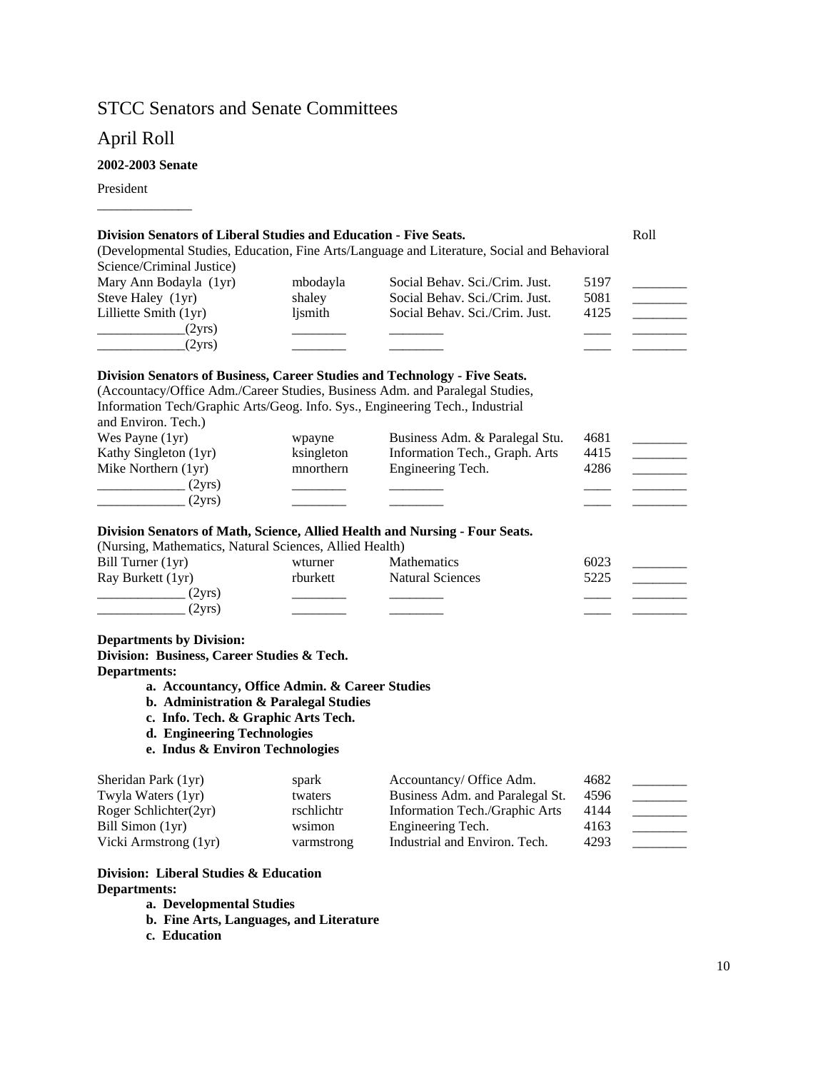# STCC Senators and Senate Committees

# April Roll

**2002-2003 Senate**

President

______________

**Division Senators of Liberal Studies and Education - Five Seats.**

(Developmental Studies, Education, Fine Arts/Language and Literature, Social and Behavioral Science/Criminal Justice)

| Name | Login | Department | Ext. | Roll |
|---|---|---|---|---|
| Mary Ann Bodayla (1yr) | mbodayla | Social Behav. Sci./Crim. Just. | 5197 | ________ |
| Steve Haley (1yr) | shaley | Social Behav. Sci./Crim. Just. | 5081 | ________ |
| Lilliette Smith (1yr) | ljsmith | Social Behav. Sci./Crim. Just. | 4125 | ________ |
| _____________(2yrs) | ________ | ________ | ____ | ________ |
| _____________(2yrs) | ________ | ________ | ____ | ________ |

**Division Senators of Business, Career Studies and Technology - Five Seats.**

(Accountacy/Office Adm./Career Studies, Business Adm. and Paralegal Studies, Information Tech/Graphic Arts/Geog. Info. Sys., Engineering Tech., Industrial and Environ. Tech.)

| Name | Login | Department | Ext. | Roll |
|---|---|---|---|---|
| Wes Payne (1yr) | wpayne | Business Adm. & Paralegal Stu. | 4681 | ________ |
| Kathy Singleton (1yr) | ksingleton | Information Tech., Graph. Arts | 4415 | ________ |
| Mike Northern (1yr) | mnorthern | Engineering Tech. | 4286 | ________ |
| _____________ (2yrs) | ________ | ________ | ____ | ________ |
| _____________ (2yrs) | ________ | ________ | ____ | ________ |

**Division Senators of Math, Science, Allied Health and Nursing - Four Seats.**

(Nursing, Mathematics, Natural Sciences, Allied Health)

| Name | Login | Department | Ext. | Roll |
|---|---|---|---|---|
| Bill Turner (1yr) | wturner | Mathematics | 6023 | ________ |
| Ray Burkett (1yr) | rburkett | Natural Sciences | 5225 | ________ |
| _____________ (2yrs) | ________ | ________ | ____ | ________ |
| _____________ (2yrs) | ________ | ________ | ____ | ________ |

**Departments by Division:**

**Division: Business, Career Studies & Tech.**

**Departments:**

- **a. Accountancy, Office Admin. & Career Studies**
- **b. Administration & Paralegal Studies**
- **c. Info. Tech. & Graphic Arts Tech.**
- **d. Engineering Technologies**
- **e. Indus & Environ Technologies**

| Name | Login | Department | Ext. | Roll |
|---|---|---|---|---|
| Sheridan Park (1yr) | spark | Accountancy/ Office Adm. | 4682 | ________ |
| Twyla Waters (1yr) | twaters | Business Adm. and Paralegal St. | 4596 | ________ |
| Roger Schlichter(2yr) | rschlichtr | Information Tech./Graphic Arts | 4144 | ________ |
| Bill Simon (1yr) | wsimon | Engineering Tech. | 4163 | ________ |
| Vicki Armstrong (1yr) | varmstrong | Industrial and Environ. Tech. | 4293 | ________ |

**Division: Liberal Studies & Education**

**Departments:**

- **a. Developmental Studies**
- **b. Fine Arts, Languages, and Literature**
- **c. Education**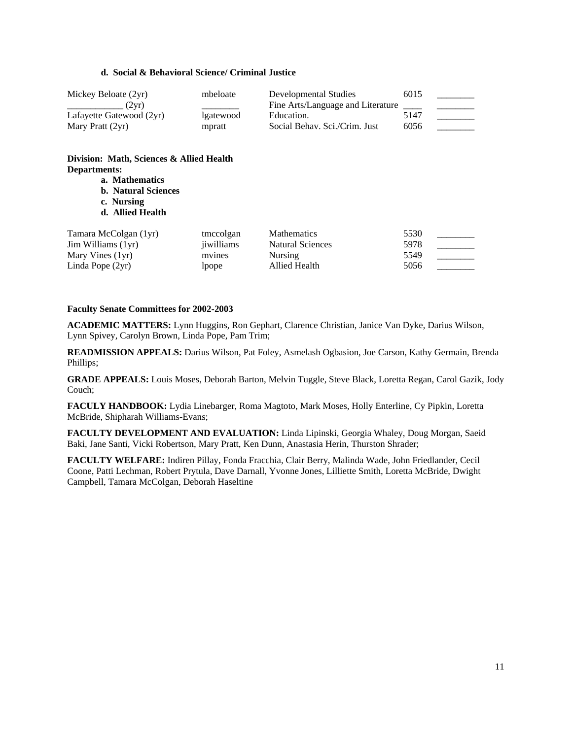**d. Social & Behavioral Science/ Criminal Justice**

| | | | | |
|---|---|---|---|---|
| Mickey Beloate (2yr) | mbeloate | Developmental Studies | 6015 | ________ |
| ___________ (2yr) | ________ | Fine Arts/Language and Literature | ____ | ________ |
| Lafayette Gatewood (2yr) | lgatewood | Education. | 5147 | ________ |
| Mary Pratt (2yr) | mpratt | Social Behav. Sci./Crim. Just | 6056 | ________ |

**Division: Math, Sciences & Allied Health**
**Departments:**

- **a. Mathematics**
- **b. Natural Sciences**
- **c. Nursing**
- **d. Allied Health**

| | | | | |
|---|---|---|---|---|
| Tamara McColgan (1yr) | tmccolgan | Mathematics | 5530 | ________ |
| Jim Williams (1yr) | jiwilliams | Natural Sciences | 5978 | ________ |
| Mary Vines (1yr) | mvines | Nursing | 5549 | ________ |
| Linda Pope (2yr) | lpope | Allied Health | 5056 | ________ |

**Faculty Senate Committees for 2002-2003**

**ACADEMIC MATTERS:** Lynn Huggins, Ron Gephart, Clarence Christian, Janice Van Dyke, Darius Wilson, Lynn Spivey, Carolyn Brown, Linda Pope, Pam Trim;

**READMISSION APPEALS:** Darius Wilson, Pat Foley, Asmelash Ogbasion, Joe Carson, Kathy Germain, Brenda Phillips;

**GRADE APPEALS:** Louis Moses, Deborah Barton, Melvin Tuggle, Steve Black, Loretta Regan, Carol Gazik, Jody Couch;

**FACULY HANDBOOK:** Lydia Linebarger, Roma Magtoto, Mark Moses, Holly Enterline, Cy Pipkin, Loretta McBride, Shipharah Williams-Evans;

**FACULTY DEVELOPMENT AND EVALUATION:** Linda Lipinski, Georgia Whaley, Doug Morgan, Saeid Baki, Jane Santi, Vicki Robertson, Mary Pratt, Ken Dunn, Anastasia Herin, Thurston Shrader;

**FACULTY WELFARE:** Indiren Pillay, Fonda Fracchia, Clair Berry, Malinda Wade, John Friedlander, Cecil Coone, Patti Lechman, Robert Prytula, Dave Darnall, Yvonne Jones, Lilliette Smith, Loretta McBride, Dwight Campbell, Tamara McColgan, Deborah Haseltine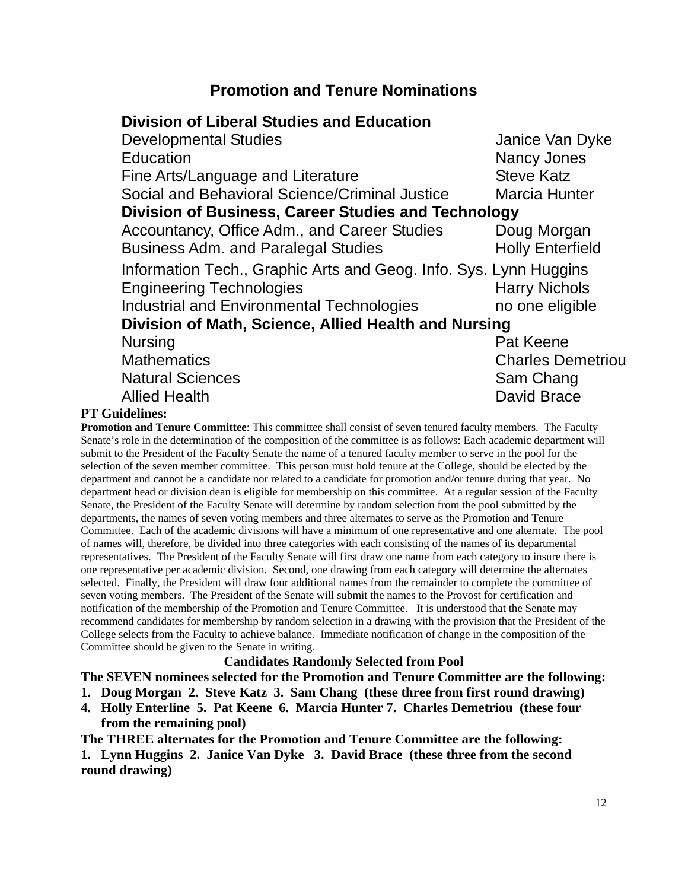## Promotion and Tenure Nominations

| | |
|---|---|
| **Division of Liberal Studies and Education** | |
| Developmental Studies | Janice Van Dyke |
| Education | Nancy Jones |
| Fine Arts/Language and Literature | Steve Katz |
| Social and Behavioral Science/Criminal Justice | Marcia Hunter |
| **Division of Business, Career Studies and Technology** | |
| Accountancy, Office Adm., and Career Studies | Doug Morgan |
| Business Adm. and Paralegal Studies | Holly Enterfield |
| Information Tech., Graphic Arts and Geog. Info. Sys. | Lynn Huggins |
| Engineering Technologies | Harry Nichols |
| Industrial and Environmental Technologies | no one eligible |
| **Division of Math, Science, Allied Health and Nursing** | |
| Nursing | Pat Keene |
| Mathematics | Charles Demetriou |
| Natural Sciences | Sam Chang |
| Allied Health | David Brace |

**PT Guidelines:**

**Promotion and Tenure Committee**: This committee shall consist of seven tenured faculty members. The Faculty Senate's role in the determination of the composition of the committee is as follows: Each academic department will submit to the President of the Faculty Senate the name of a tenured faculty member to serve in the pool for the selection of the seven member committee. This person must hold tenure at the College, should be elected by the department and cannot be a candidate nor related to a candidate for promotion and/or tenure during that year. No department head or division dean is eligible for membership on this committee. At a regular session of the Faculty Senate, the President of the Faculty Senate will determine by random selection from the pool submitted by the departments, the names of seven voting members and three alternates to serve as the Promotion and Tenure Committee. Each of the academic divisions will have a minimum of one representative and one alternate. The pool of names will, therefore, be divided into three categories with each consisting of the names of its departmental representatives. The President of the Faculty Senate will first draw one name from each category to insure there is one representative per academic division. Second, one drawing from each category will determine the alternates selected. Finally, the President will draw four additional names from the remainder to complete the committee of seven voting members. The President of the Senate will submit the names to the Provost for certification and notification of the membership of the Promotion and Tenure Committee. It is understood that the Senate may recommend candidates for membership by random selection in a drawing with the provision that the President of the College selects from the Faculty to achieve balance. Immediate notification of change in the composition of the Committee should be given to the Senate in writing.

**Candidates Randomly Selected from Pool**

**The SEVEN nominees selected for the Promotion and Tenure Committee are the following:**

1. **Doug Morgan 2. Steve Katz 3. Sam Chang (these three from first round drawing)**
4. **Holly Enterline 5. Pat Keene 6. Marcia Hunter 7. Charles Demetriou (these four from the remaining pool)**

**The THREE alternates for the Promotion and Tenure Committee are the following:**

**1. Lynn Huggins 2. Janice Van Dyke 3. David Brace (these three from the second round drawing)**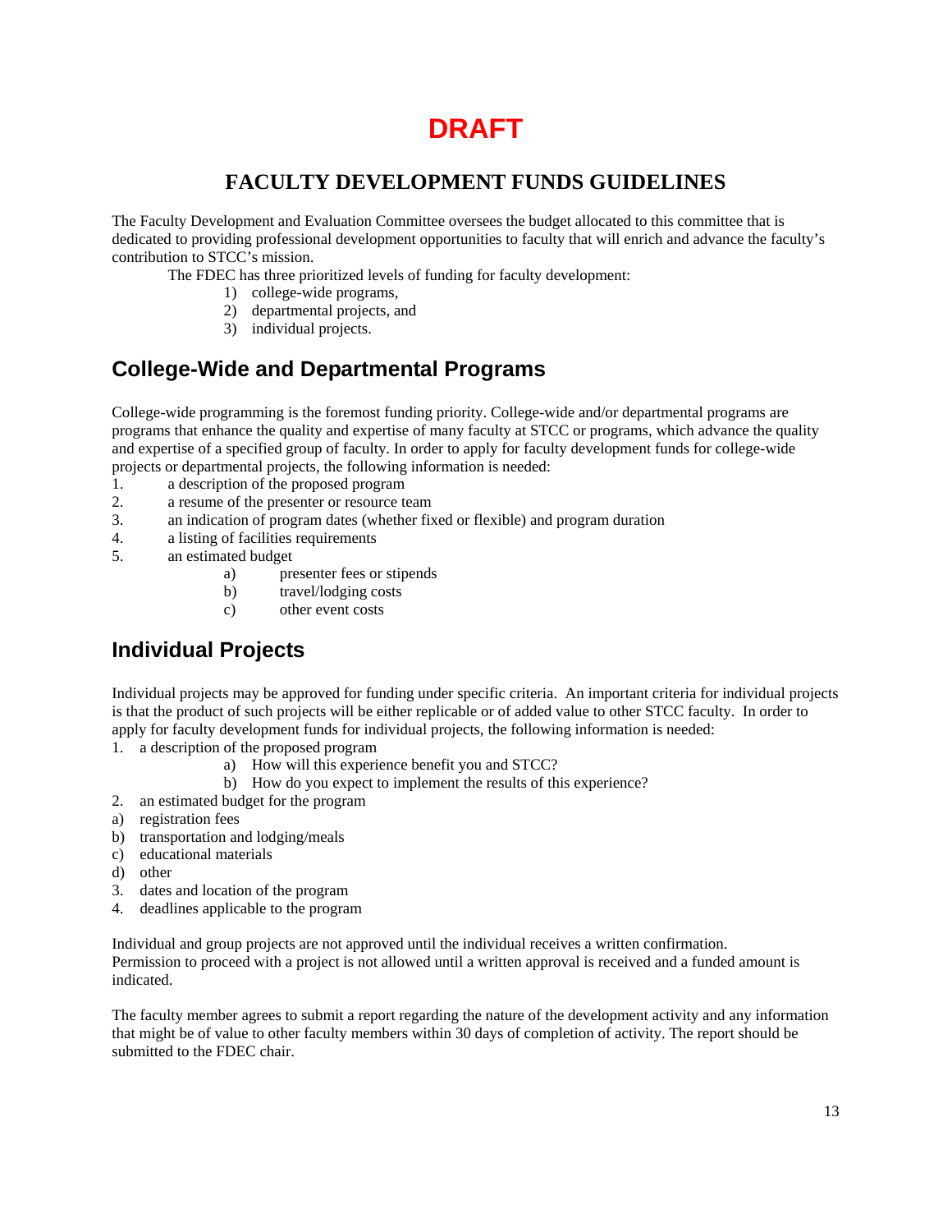# DRAFT

## FACULTY DEVELOPMENT FUNDS GUIDELINES

The Faculty Development and Evaluation Committee oversees the budget allocated to this committee that is dedicated to providing professional development opportunities to faculty that will enrich and advance the faculty's contribution to STCC's mission.

The FDEC has three prioritized levels of funding for faculty development:

1) college-wide programs,
2) departmental projects, and
3) individual projects.

## College-Wide and Departmental Programs

College-wide programming is the foremost funding priority. College-wide and/or departmental programs are programs that enhance the quality and expertise of many faculty at STCC or programs, which advance the quality and expertise of a specified group of faculty. In order to apply for faculty development funds for college-wide projects or departmental projects, the following information is needed:

1. a description of the proposed program
2. a resume of the presenter or resource team
3. an indication of program dates (whether fixed or flexible) and program duration
4. a listing of facilities requirements
5. an estimated budget
   a) presenter fees or stipends
   b) travel/lodging costs
   c) other event costs

## Individual Projects

Individual projects may be approved for funding under specific criteria. An important criteria for individual projects is that the product of such projects will be either replicable or of added value to other STCC faculty. In order to apply for faculty development funds for individual projects, the following information is needed:

1. a description of the proposed program
   a) How will this experience benefit you and STCC?
   b) How do you expect to implement the results of this experience?
2. an estimated budget for the program
   a) registration fees
   b) transportation and lodging/meals
   c) educational materials
   d) other
3. dates and location of the program
4. deadlines applicable to the program

Individual and group projects are not approved until the individual receives a written confirmation. Permission to proceed with a project is not allowed until a written approval is received and a funded amount is indicated.

The faculty member agrees to submit a report regarding the nature of the development activity and any information that might be of value to other faculty members within 30 days of completion of activity. The report should be submitted to the FDEC chair.